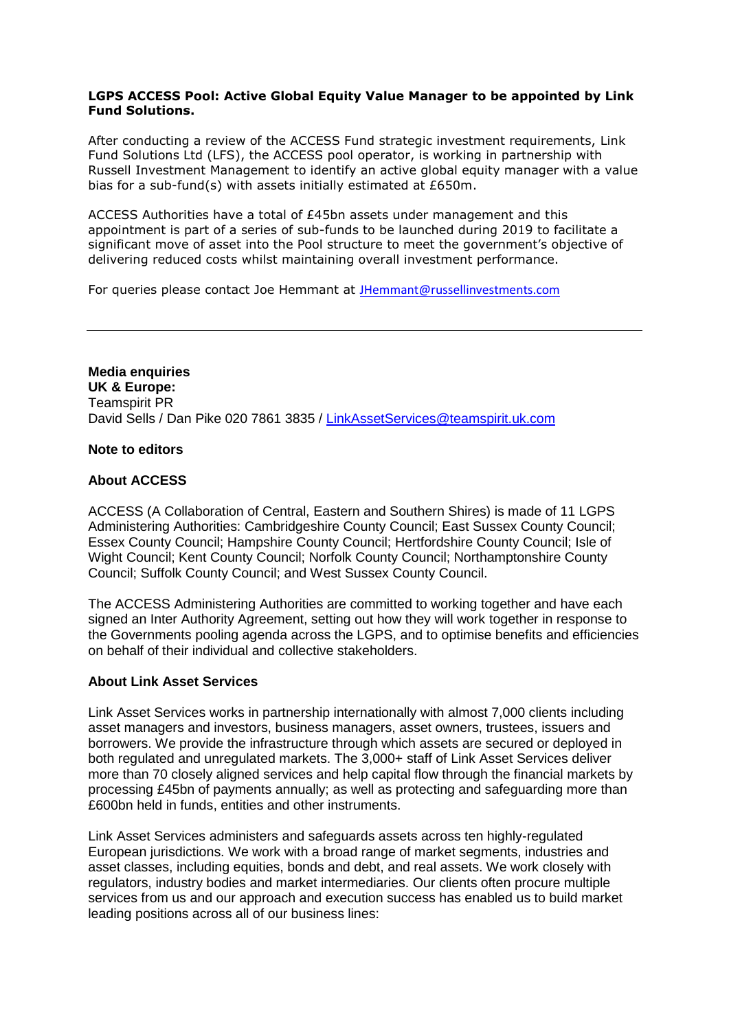**LGPS ACCESS Pool: Active Global Equity Value Manager to be appointed by Link Fund Solutions.**

After conducting a review of the ACCESS Fund strategic investment requirements, Link Fund Solutions Ltd (LFS), the ACCESS pool operator, is working in partnership with Russell Investment Management to identify an active global equity manager with a value bias for a sub-fund(s) with assets initially estimated at £650m.

ACCESS Authorities have a total of £45bn assets under management and this appointment is part of a series of sub-funds to be launched during 2019 to facilitate a significant move of asset into the Pool structure to meet the government's objective of delivering reduced costs whilst maintaining overall investment performance.

For queries please contact Joe Hemmant at JHemmant@russellinvestments.com

---

**Media enquiries**
**UK & Europe:**
Teamspirit PR
David Sells / Dan Pike 020 7861 3835 / LinkAssetServices@teamspirit.uk.com

**Note to editors**

**About ACCESS**

ACCESS (A Collaboration of Central, Eastern and Southern Shires) is made of 11 LGPS Administering Authorities: Cambridgeshire County Council; East Sussex County Council; Essex County Council; Hampshire County Council; Hertfordshire County Council; Isle of Wight Council; Kent County Council; Norfolk County Council; Northamptonshire County Council; Suffolk County Council; and West Sussex County Council.

The ACCESS Administering Authorities are committed to working together and have each signed an Inter Authority Agreement, setting out how they will work together in response to the Governments pooling agenda across the LGPS, and to optimise benefits and efficiencies on behalf of their individual and collective stakeholders.

**About Link Asset Services**

Link Asset Services works in partnership internationally with almost 7,000 clients including asset managers and investors, business managers, asset owners, trustees, issuers and borrowers. We provide the infrastructure through which assets are secured or deployed in both regulated and unregulated markets. The 3,000+ staff of Link Asset Services deliver more than 70 closely aligned services and help capital flow through the financial markets by processing £45bn of payments annually; as well as protecting and safeguarding more than £600bn held in funds, entities and other instruments.

Link Asset Services administers and safeguards assets across ten highly-regulated European jurisdictions. We work with a broad range of market segments, industries and asset classes, including equities, bonds and debt, and real assets. We work closely with regulators, industry bodies and market intermediaries. Our clients often procure multiple services from us and our approach and execution success has enabled us to build market leading positions across all of our business lines: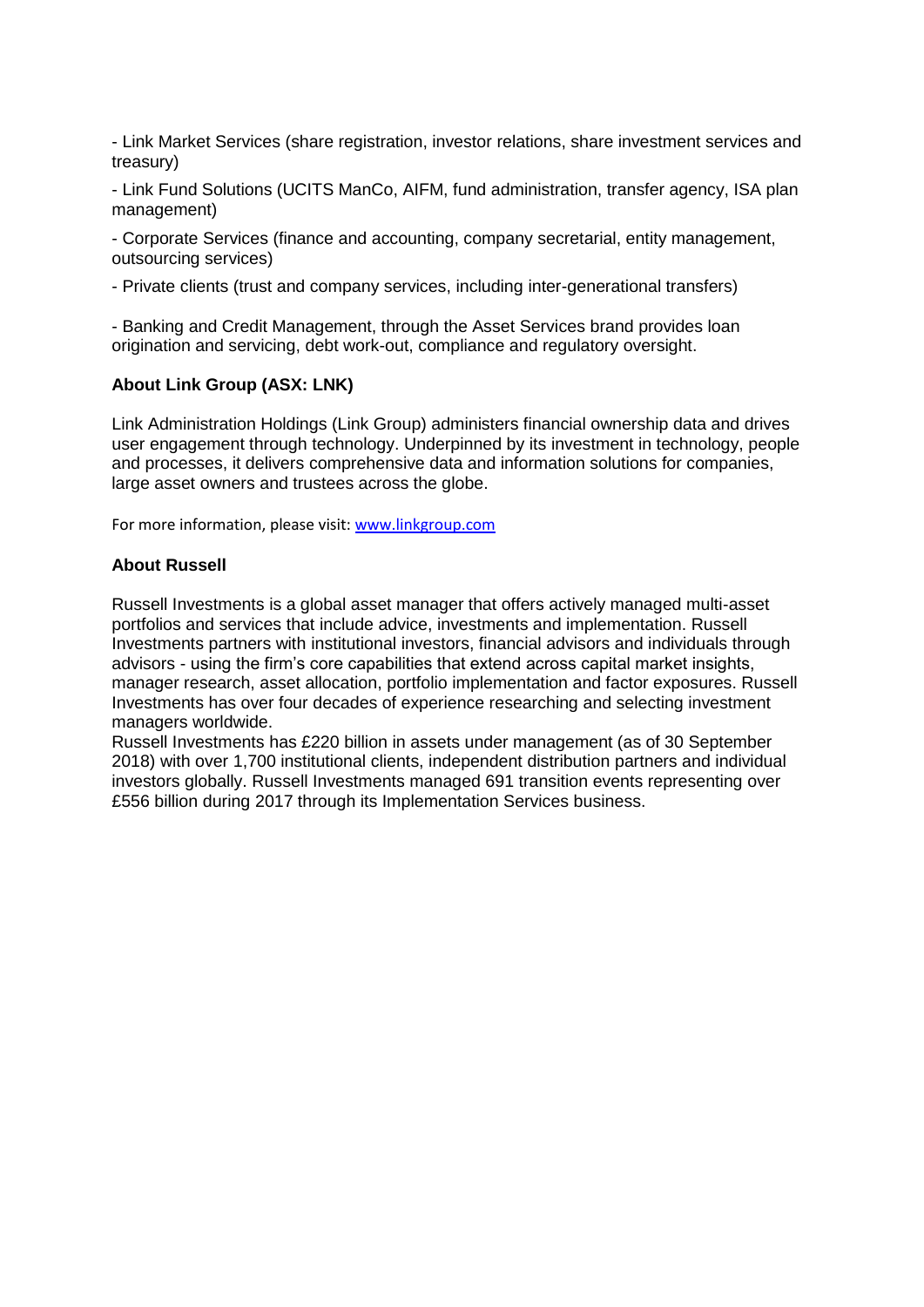- Link Market Services (share registration, investor relations, share investment services and treasury)

- Link Fund Solutions (UCITS ManCo, AIFM, fund administration, transfer agency, ISA plan management)

- Corporate Services (finance and accounting, company secretarial, entity management, outsourcing services)

- Private clients (trust and company services, including inter-generational transfers)

- Banking and Credit Management, through the Asset Services brand provides loan origination and servicing, debt work-out, compliance and regulatory oversight.

**About Link Group (ASX: LNK)**

Link Administration Holdings (Link Group) administers financial ownership data and drives user engagement through technology. Underpinned by its investment in technology, people and processes, it delivers comprehensive data and information solutions for companies, large asset owners and trustees across the globe.

For more information, please visit: [www.linkgroup.com](www.linkgroup.com)

**About Russell**

Russell Investments is a global asset manager that offers actively managed multi-asset portfolios and services that include advice, investments and implementation. Russell Investments partners with institutional investors, financial advisors and individuals through advisors - using the firm's core capabilities that extend across capital market insights, manager research, asset allocation, portfolio implementation and factor exposures. Russell Investments has over four decades of experience researching and selecting investment managers worldwide.
Russell Investments has £220 billion in assets under management (as of 30 September 2018) with over 1,700 institutional clients, independent distribution partners and individual investors globally. Russell Investments managed 691 transition events representing over £556 billion during 2017 through its Implementation Services business.